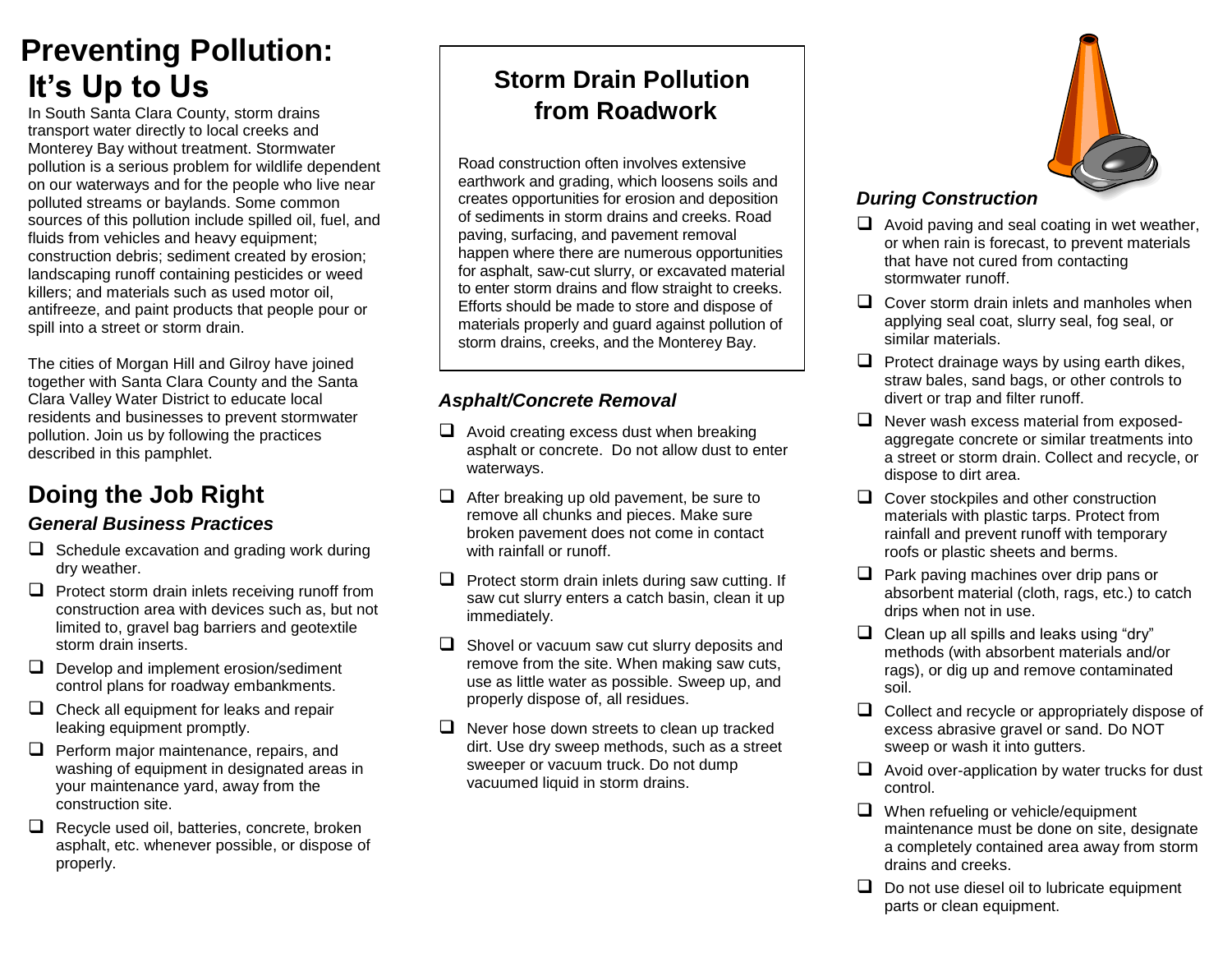# Preventing Pollution: It's Up to Us

In South Santa Clara County, storm drains transport water directly to local creeks and Monterey Bay without treatment. Stormwater pollution is a serious problem for wildlife dependent on our waterways and for the people who live near polluted streams or baylands. Some common sources of this pollution include spilled oil, fuel, and fluids from vehicles and heavy equipment; construction debris; sediment created by erosion; landscaping runoff containing pesticides or weed killers; and materials such as used motor oil, antifreeze, and paint products that people pour or spill into a street or storm drain.

The cities of Morgan Hill and Gilroy have joined together with Santa Clara County and the Santa Clara Valley Water District to educate local residents and businesses to prevent stormwater pollution. Join us by following the practices described in this pamphlet.

## Doing the Job Right

### *General Business Practices*

- Schedule excavation and grading work during dry weather.
- Protect storm drain inlets receiving runoff from construction area with devices such as, but not limited to, gravel bag barriers and geotextile storm drain inserts.
- Develop and implement erosion/sediment control plans for roadway embankments.
- Check all equipment for leaks and repair leaking equipment promptly.
- Perform major maintenance, repairs, and washing of equipment in designated areas in your maintenance yard, away from the construction site.
- Recycle used oil, batteries, concrete, broken asphalt, etc. whenever possible, or dispose of properly.

## Storm Drain Pollution from Roadwork

Road construction often involves extensive earthwork and grading, which loosens soils and creates opportunities for erosion and deposition of sediments in storm drains and creeks. Road paving, surfacing, and pavement removal happen where there are numerous opportunities for asphalt, saw-cut slurry, or excavated material to enter storm drains and flow straight to creeks. Efforts should be made to store and dispose of materials properly and guard against pollution of storm drains, creeks, and the Monterey Bay.

### *Asphalt/Concrete Removal*

- Avoid creating excess dust when breaking asphalt or concrete. Do not allow dust to enter waterways.
- After breaking up old pavement, be sure to remove all chunks and pieces. Make sure broken pavement does not come in contact with rainfall or runoff.
- Protect storm drain inlets during saw cutting. If saw cut slurry enters a catch basin, clean it up immediately.
- Shovel or vacuum saw cut slurry deposits and remove from the site. When making saw cuts, use as little water as possible. Sweep up, and properly dispose of, all residues.
- Never hose down streets to clean up tracked dirt. Use dry sweep methods, such as a street sweeper or vacuum truck. Do not dump vacuumed liquid in storm drains.

### *During Construction*

- Avoid paving and seal coating in wet weather, or when rain is forecast, to prevent materials that have not cured from contacting stormwater runoff.
- Cover storm drain inlets and manholes when applying seal coat, slurry seal, fog seal, or similar materials.
- Protect drainage ways by using earth dikes, straw bales, sand bags, or other controls to divert or trap and filter runoff.
- Never wash excess material from exposed-aggregate concrete or similar treatments into a street or storm drain. Collect and recycle, or dispose to dirt area.
- Cover stockpiles and other construction materials with plastic tarps. Protect from rainfall and prevent runoff with temporary roofs or plastic sheets and berms.
- Park paving machines over drip pans or absorbent material (cloth, rags, etc.) to catch drips when not in use.
- Clean up all spills and leaks using "dry" methods (with absorbent materials and/or rags), or dig up and remove contaminated soil.
- Collect and recycle or appropriately dispose of excess abrasive gravel or sand. Do NOT sweep or wash it into gutters.
- Avoid over-application by water trucks for dust control.
- When refueling or vehicle/equipment maintenance must be done on site, designate a completely contained area away from storm drains and creeks.
- Do not use diesel oil to lubricate equipment parts or clean equipment.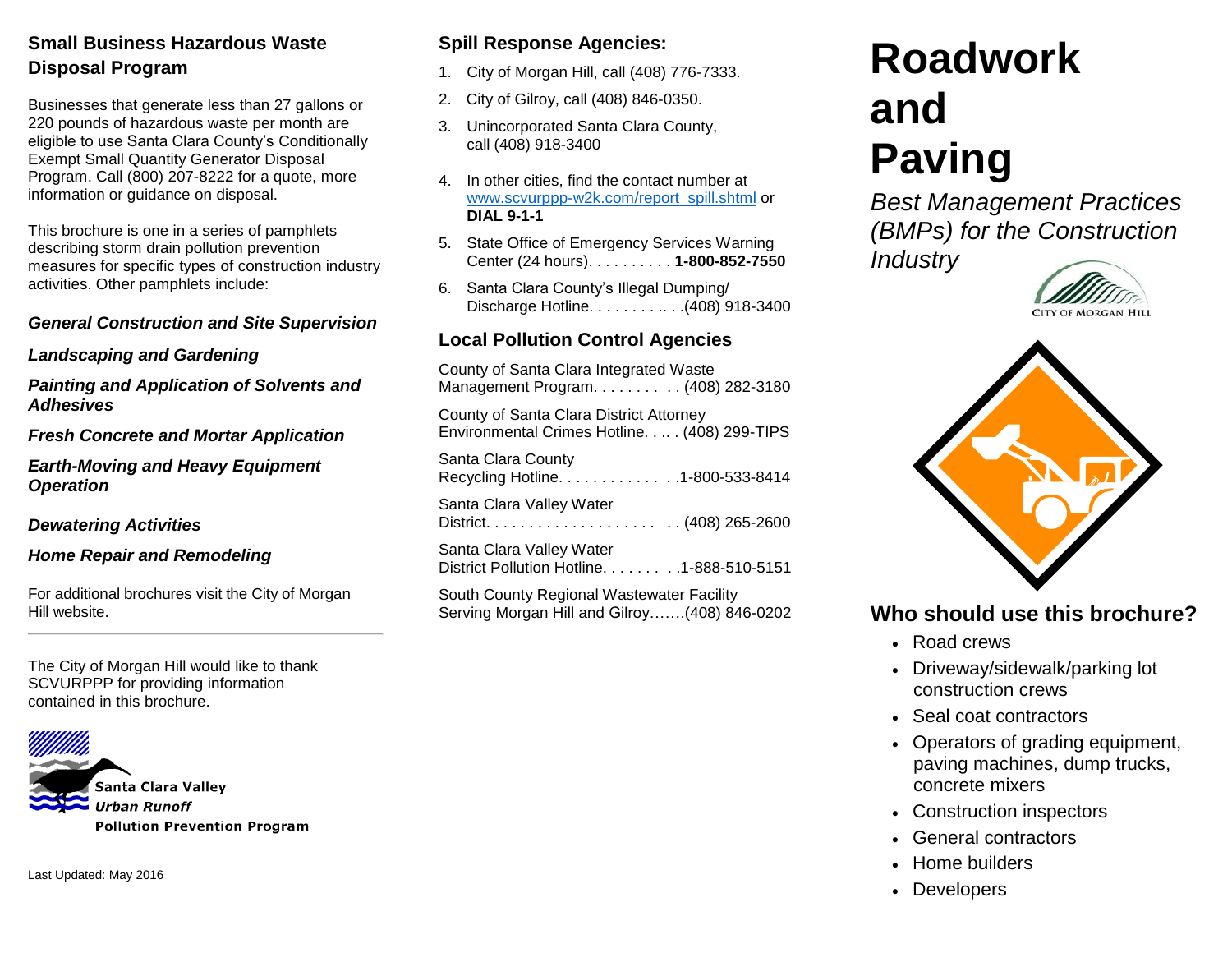## Small Business Hazardous Waste Disposal Program

Businesses that generate less than 27 gallons or 220 pounds of hazardous waste per month are eligible to use Santa Clara County's Conditionally Exempt Small Quantity Generator Disposal Program. Call (800) 207-8222 for a quote, more information or guidance on disposal.

This brochure is one in a series of pamphlets describing storm drain pollution prevention measures for specific types of construction industry activities. Other pamphlets include:

***General Construction and Site Supervision***

***Landscaping and Gardening***

***Painting and Application of Solvents and Adhesives***

***Fresh Concrete and Mortar Application***

***Earth-Moving and Heavy Equipment Operation***

***Dewatering Activities***

***Home Repair and Remodeling***

For additional brochures visit the City of Morgan Hill website.

---

The City of Morgan Hill would like to thank SCVURPPP for providing information contained in this brochure.

Santa Clara Valley
*Urban Runoff*
Pollution Prevention Program

Last Updated: May 2016

## Spill Response Agencies:

1. City of Morgan Hill, call (408) 776-7333.
2. City of Gilroy, call (408) 846-0350.
3. Unincorporated Santa Clara County, call (408) 918-3400
4. In other cities, find the contact number at www.scvurppp-w2k.com/report_spill.shtml or **DIAL 9-1-1**
5. State Office of Emergency Services Warning Center (24 hours). . . . . . . . . . **1-800-852-7550**
6. Santa Clara County's Illegal Dumping/ Discharge Hotline. . . . . . . . .. . .(408) 918-3400

## Local Pollution Control Agencies

County of Santa Clara Integrated Waste Management Program. . . . . . . . . . (408) 282-3180

County of Santa Clara District Attorney Environmental Crimes Hotline. . .. . (408) 299-TIPS

Santa Clara County Recycling Hotline. . . . . . . . . . . . . .1-800-533-8414

Santa Clara Valley Water District. . . . . . . . . . . . . . . . . . . . . . . (408) 265-2600

Santa Clara Valley Water District Pollution Hotline. . . . . . . . .1-888-510-5151

South County Regional Wastewater Facility Serving Morgan Hill and Gilroy…….(408) 846-0202

# Roadwork and Paving

*Best Management Practices (BMPs) for the Construction Industry*

CITY OF MORGAN HILL

## Who should use this brochure?

- Road crews
- Driveway/sidewalk/parking lot construction crews
- Seal coat contractors
- Operators of grading equipment, paving machines, dump trucks, concrete mixers
- Construction inspectors
- General contractors
- Home builders
- Developers